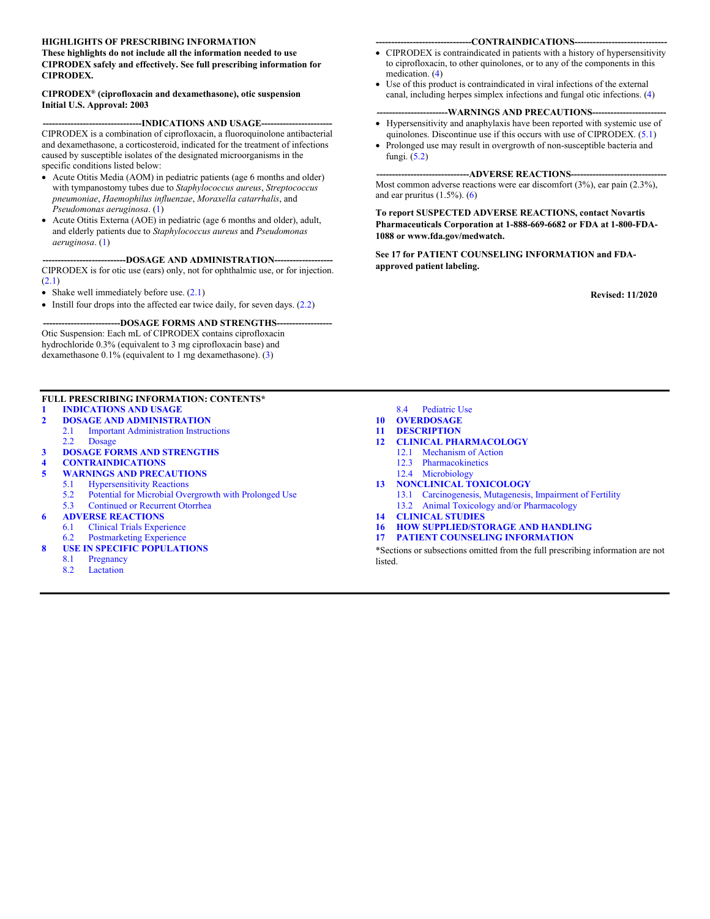**HIGHLIGHTS OF PRESCRIBING INFORMATION**

**These highlights do not include all the information needed to use CIPRODEX safely and effectively. See full prescribing information for CIPRODEX.**

**CIPRODEX® (ciprofloxacin and dexamethasone), otic suspension**
**Initial U.S. Approval: 2003**

**--------------------------------INDICATIONS AND USAGE----------------------**

CIPRODEX is a combination of ciprofloxacin, a fluoroquinolone antibacterial and dexamethasone, a corticosteroid, indicated for the treatment of infections caused by susceptible isolates of the designated microorganisms in the specific conditions listed below:

- Acute Otitis Media (AOM) in pediatric patients (age 6 months and older) with tympanostomy tubes due to *Staphylococcus aureus*, *Streptococcus pneumoniae*, *Haemophilus influenzae*, *Moraxella catarrhalis*, and *Pseudomonas aeruginosa*. (1)
- Acute Otitis Externa (AOE) in pediatric (age 6 months and older), adult, and elderly patients due to *Staphylococcus aureus* and *Pseudomonas aeruginosa*. (1)

**---------------------------DOSAGE AND ADMINISTRATION-------------------**

CIPRODEX is for otic use (ears) only, not for ophthalmic use, or for injection. (2.1)

- Shake well immediately before use. (2.1)
- Instill four drops into the affected ear twice daily, for seven days. (2.2)

**-------------------------DOSAGE FORMS AND STRENGTHS------------------**

Otic Suspension: Each mL of CIPRODEX contains ciprofloxacin hydrochloride 0.3% (equivalent to 3 mg ciprofloxacin base) and dexamethasone 0.1% (equivalent to 1 mg dexamethasone). (3)

**-------------------------------CONTRAINDICATIONS-----------------------------**

- CIPRODEX is contraindicated in patients with a history of hypersensitivity to ciprofloxacin, to other quinolones, or to any of the components in this medication. (4)
- Use of this product is contraindicated in viral infections of the external canal, including herpes simplex infections and fungal otic infections. (4)

**-----------------------WARNINGS AND PRECAUTIONS------------------------**

- Hypersensitivity and anaphylaxis have been reported with systemic use of quinolones. Discontinue use if this occurs with use of CIPRODEX. (5.1)
- Prolonged use may result in overgrowth of non-susceptible bacteria and fungi. (5.2)

**------------------------------ADVERSE REACTIONS-------------------------------**

Most common adverse reactions were ear discomfort (3%), ear pain (2.3%), and ear pruritus (1.5%). (6)

**To report SUSPECTED ADVERSE REACTIONS, contact Novartis Pharmaceuticals Corporation at 1-888-669-6682 or FDA at 1-800-FDA-1088 or www.fda.gov/medwatch.**

**See 17 for PATIENT COUNSELING INFORMATION and FDA-approved patient labeling.**

**Revised: 11/2020**

**FULL PRESCRIBING INFORMATION: CONTENTS***

**1 INDICATIONS AND USAGE**
**2 DOSAGE AND ADMINISTRATION**
- 2.1 Important Administration Instructions
- 2.2 Dosage

**3 DOSAGE FORMS AND STRENGTHS**
**4 CONTRAINDICATIONS**
**5 WARNINGS AND PRECAUTIONS**
- 5.1 Hypersensitivity Reactions
- 5.2 Potential for Microbial Overgrowth with Prolonged Use
- 5.3 Continued or Recurrent Otorrhea

**6 ADVERSE REACTIONS**
- 6.1 Clinical Trials Experience
- 6.2 Postmarketing Experience

**8 USE IN SPECIFIC POPULATIONS**
- 8.1 Pregnancy
- 8.2 Lactation
- 8.4 Pediatric Use

**10 OVERDOSAGE**
**11 DESCRIPTION**
**12 CLINICAL PHARMACOLOGY**
- 12.1 Mechanism of Action
- 12.3 Pharmacokinetics
- 12.4 Microbiology

**13 NONCLINICAL TOXICOLOGY**
- 13.1 Carcinogenesis, Mutagenesis, Impairment of Fertility
- 13.2 Animal Toxicology and/or Pharmacology

**14 CLINICAL STUDIES**
**16 HOW SUPPLIED/STORAGE AND HANDLING**
**17 PATIENT COUNSELING INFORMATION**

*Sections or subsections omitted from the full prescribing information are not listed.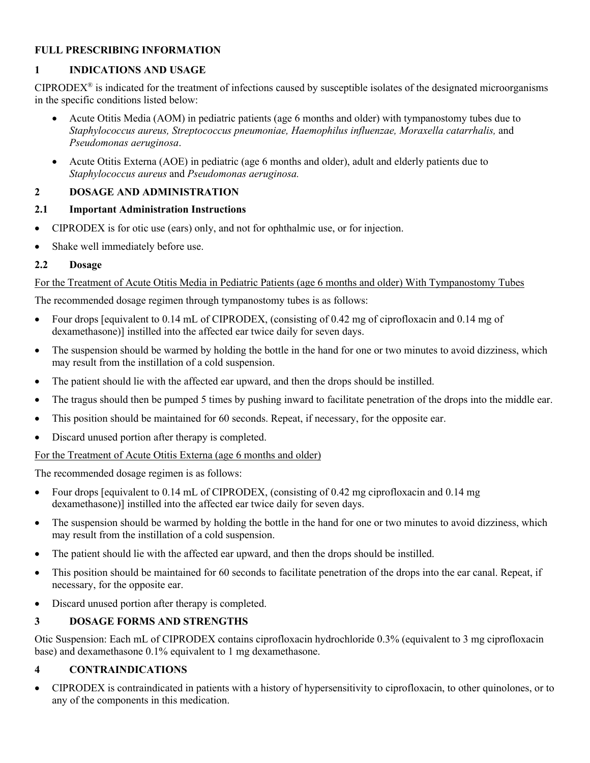## FULL PRESCRIBING INFORMATION

## 1 INDICATIONS AND USAGE

CIPRODEX® is indicated for the treatment of infections caused by susceptible isolates of the designated microorganisms in the specific conditions listed below:

- Acute Otitis Media (AOM) in pediatric patients (age 6 months and older) with tympanostomy tubes due to *Staphylococcus aureus, Streptococcus pneumoniae, Haemophilus influenzae, Moraxella catarrhalis,* and *Pseudomonas aeruginosa*.
- Acute Otitis Externa (AOE) in pediatric (age 6 months and older), adult and elderly patients due to *Staphylococcus aureus* and *Pseudomonas aeruginosa.*

## 2 DOSAGE AND ADMINISTRATION

### 2.1 Important Administration Instructions

- CIPRODEX is for otic use (ears) only, and not for ophthalmic use, or for injection.
- Shake well immediately before use.

### 2.2 Dosage

<u>For the Treatment of Acute Otitis Media in Pediatric Patients (age 6 months and older) With Tympanostomy Tubes</u>

The recommended dosage regimen through tympanostomy tubes is as follows:

- Four drops [equivalent to 0.14 mL of CIPRODEX, (consisting of 0.42 mg of ciprofloxacin and 0.14 mg of dexamethasone)] instilled into the affected ear twice daily for seven days.
- The suspension should be warmed by holding the bottle in the hand for one or two minutes to avoid dizziness, which may result from the instillation of a cold suspension.
- The patient should lie with the affected ear upward, and then the drops should be instilled.
- The tragus should then be pumped 5 times by pushing inward to facilitate penetration of the drops into the middle ear.
- This position should be maintained for 60 seconds. Repeat, if necessary, for the opposite ear.
- Discard unused portion after therapy is completed.

<u>For the Treatment of Acute Otitis Externa (age 6 months and older)</u>

The recommended dosage regimen is as follows:

- Four drops [equivalent to 0.14 mL of CIPRODEX, (consisting of 0.42 mg ciprofloxacin and 0.14 mg dexamethasone)] instilled into the affected ear twice daily for seven days.
- The suspension should be warmed by holding the bottle in the hand for one or two minutes to avoid dizziness, which may result from the instillation of a cold suspension.
- The patient should lie with the affected ear upward, and then the drops should be instilled.
- This position should be maintained for 60 seconds to facilitate penetration of the drops into the ear canal. Repeat, if necessary, for the opposite ear.
- Discard unused portion after therapy is completed.

## 3 DOSAGE FORMS AND STRENGTHS

Otic Suspension: Each mL of CIPRODEX contains ciprofloxacin hydrochloride 0.3% (equivalent to 3 mg ciprofloxacin base) and dexamethasone 0.1% equivalent to 1 mg dexamethasone.

## 4 CONTRAINDICATIONS

- CIPRODEX is contraindicated in patients with a history of hypersensitivity to ciprofloxacin, to other quinolones, or to any of the components in this medication.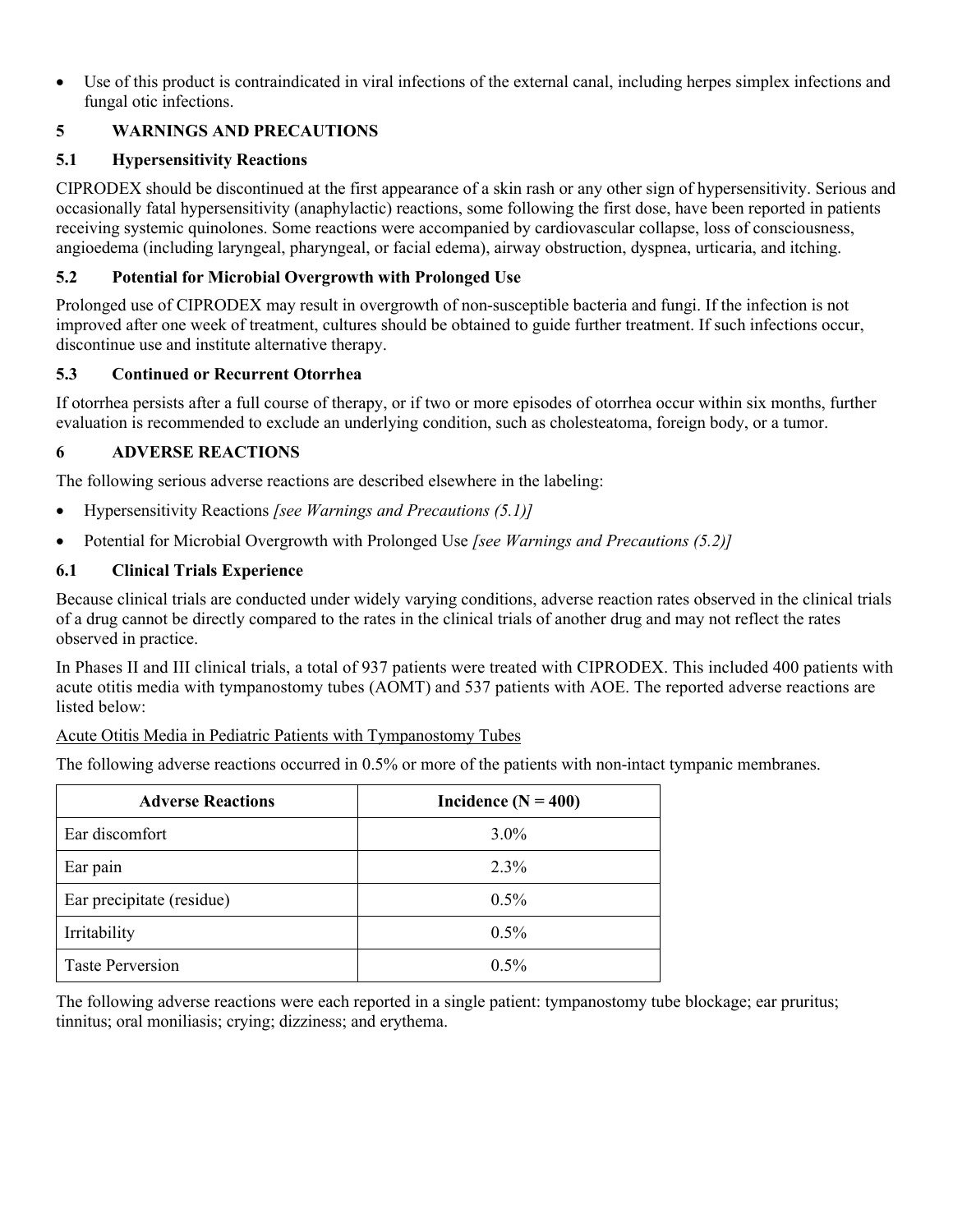- Use of this product is contraindicated in viral infections of the external canal, including herpes simplex infections and fungal otic infections.

## 5 WARNINGS AND PRECAUTIONS

### 5.1 Hypersensitivity Reactions

CIPRODEX should be discontinued at the first appearance of a skin rash or any other sign of hypersensitivity. Serious and occasionally fatal hypersensitivity (anaphylactic) reactions, some following the first dose, have been reported in patients receiving systemic quinolones. Some reactions were accompanied by cardiovascular collapse, loss of consciousness, angioedema (including laryngeal, pharyngeal, or facial edema), airway obstruction, dyspnea, urticaria, and itching.

### 5.2 Potential for Microbial Overgrowth with Prolonged Use

Prolonged use of CIPRODEX may result in overgrowth of non-susceptible bacteria and fungi. If the infection is not improved after one week of treatment, cultures should be obtained to guide further treatment. If such infections occur, discontinue use and institute alternative therapy.

### 5.3 Continued or Recurrent Otorrhea

If otorrhea persists after a full course of therapy, or if two or more episodes of otorrhea occur within six months, further evaluation is recommended to exclude an underlying condition, such as cholesteatoma, foreign body, or a tumor.

## 6 ADVERSE REACTIONS

The following serious adverse reactions are described elsewhere in the labeling:

- Hypersensitivity Reactions *[see Warnings and Precautions (5.1)]*
- Potential for Microbial Overgrowth with Prolonged Use *[see Warnings and Precautions (5.2)]*

### 6.1 Clinical Trials Experience

Because clinical trials are conducted under widely varying conditions, adverse reaction rates observed in the clinical trials of a drug cannot be directly compared to the rates in the clinical trials of another drug and may not reflect the rates observed in practice.

In Phases II and III clinical trials, a total of 937 patients were treated with CIPRODEX. This included 400 patients with acute otitis media with tympanostomy tubes (AOMT) and 537 patients with AOE. The reported adverse reactions are listed below:

Acute Otitis Media in Pediatric Patients with Tympanostomy Tubes

The following adverse reactions occurred in 0.5% or more of the patients with non-intact tympanic membranes.

| Adverse Reactions | Incidence (N = 400) |
| --- | --- |
| Ear discomfort | 3.0% |
| Ear pain | 2.3% |
| Ear precipitate (residue) | 0.5% |
| Irritability | 0.5% |
| Taste Perversion | 0.5% |

The following adverse reactions were each reported in a single patient: tympanostomy tube blockage; ear pruritus; tinnitus; oral moniliasis; crying; dizziness; and erythema.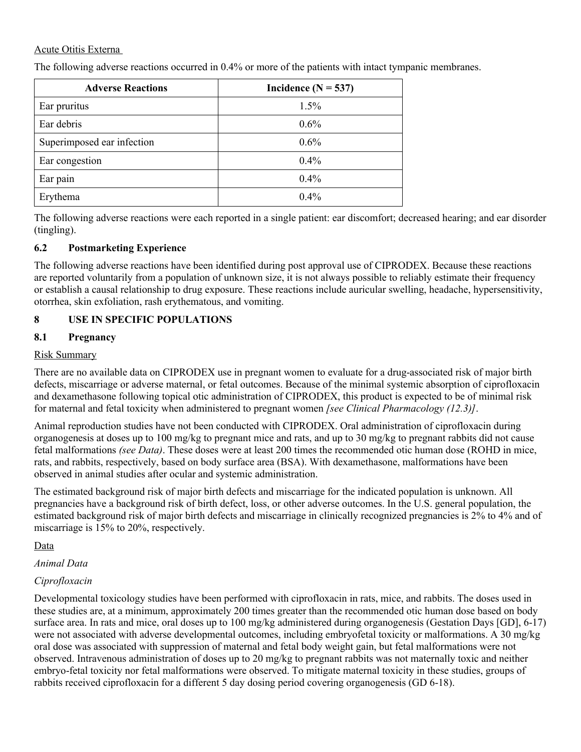Acute Otitis Externa

The following adverse reactions occurred in 0.4% or more of the patients with intact tympanic membranes.

| Adverse Reactions | Incidence (N = 537) |
|---|---|
| Ear pruritus | 1.5% |
| Ear debris | 0.6% |
| Superimposed ear infection | 0.6% |
| Ear congestion | 0.4% |
| Ear pain | 0.4% |
| Erythema | 0.4% |

The following adverse reactions were each reported in a single patient: ear discomfort; decreased hearing; and ear disorder (tingling).

### 6.2 Postmarketing Experience

The following adverse reactions have been identified during post approval use of CIPRODEX. Because these reactions are reported voluntarily from a population of unknown size, it is not always possible to reliably estimate their frequency or establish a causal relationship to drug exposure. These reactions include auricular swelling, headache, hypersensitivity, otorrhea, skin exfoliation, rash erythematous, and vomiting.

## 8 USE IN SPECIFIC POPULATIONS

### 8.1 Pregnancy

Risk Summary

There are no available data on CIPRODEX use in pregnant women to evaluate for a drug-associated risk of major birth defects, miscarriage or adverse maternal, or fetal outcomes. Because of the minimal systemic absorption of ciprofloxacin and dexamethasone following topical otic administration of CIPRODEX, this product is expected to be of minimal risk for maternal and fetal toxicity when administered to pregnant women *[see Clinical Pharmacology (12.3)]*.

Animal reproduction studies have not been conducted with CIPRODEX. Oral administration of ciprofloxacin during organogenesis at doses up to 100 mg/kg to pregnant mice and rats, and up to 30 mg/kg to pregnant rabbits did not cause fetal malformations *(see Data)*. These doses were at least 200 times the recommended otic human dose (ROHD in mice, rats, and rabbits, respectively, based on body surface area (BSA). With dexamethasone, malformations have been observed in animal studies after ocular and systemic administration.

The estimated background risk of major birth defects and miscarriage for the indicated population is unknown. All pregnancies have a background risk of birth defect, loss, or other adverse outcomes. In the U.S. general population, the estimated background risk of major birth defects and miscarriage in clinically recognized pregnancies is 2% to 4% and of miscarriage is 15% to 20%, respectively.

Data

*Animal Data*

*Ciprofloxacin*

Developmental toxicology studies have been performed with ciprofloxacin in rats, mice, and rabbits. The doses used in these studies are, at a minimum, approximately 200 times greater than the recommended otic human dose based on body surface area. In rats and mice, oral doses up to 100 mg/kg administered during organogenesis (Gestation Days [GD], 6-17) were not associated with adverse developmental outcomes, including embryofetal toxicity or malformations. A 30 mg/kg oral dose was associated with suppression of maternal and fetal body weight gain, but fetal malformations were not observed. Intravenous administration of doses up to 20 mg/kg to pregnant rabbits was not maternally toxic and neither embryo-fetal toxicity nor fetal malformations were observed. To mitigate maternal toxicity in these studies, groups of rabbits received ciprofloxacin for a different 5 day dosing period covering organogenesis (GD 6-18).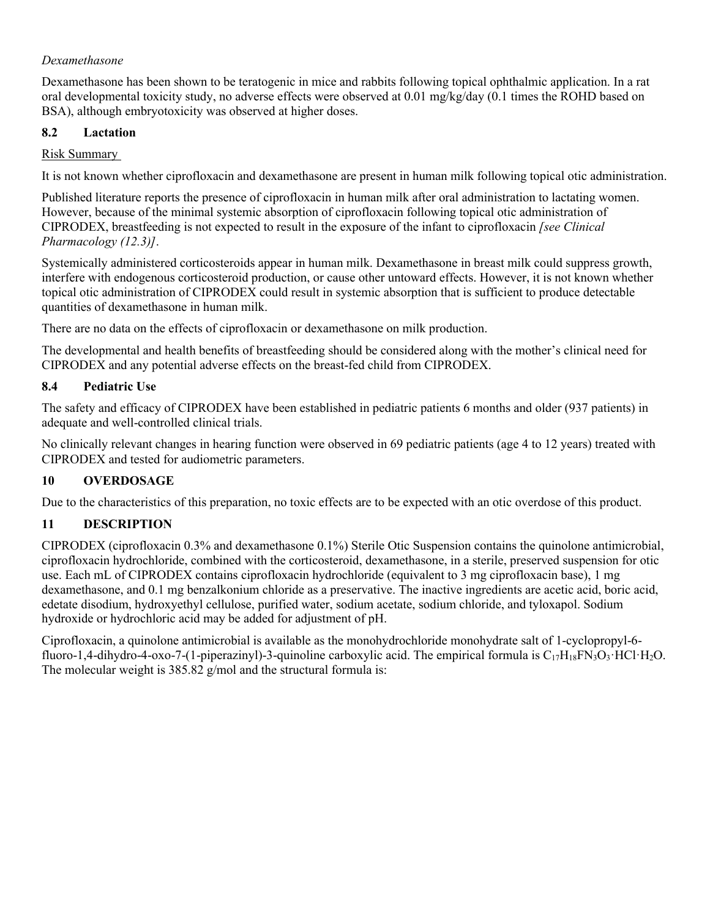*Dexamethasone*

Dexamethasone has been shown to be teratogenic in mice and rabbits following topical ophthalmic application. In a rat oral developmental toxicity study, no adverse effects were observed at 0.01 mg/kg/day (0.1 times the ROHD based on BSA), although embryotoxicity was observed at higher doses.

### 8.2 Lactation

Risk Summary

It is not known whether ciprofloxacin and dexamethasone are present in human milk following topical otic administration.

Published literature reports the presence of ciprofloxacin in human milk after oral administration to lactating women. However, because of the minimal systemic absorption of ciprofloxacin following topical otic administration of CIPRODEX, breastfeeding is not expected to result in the exposure of the infant to ciprofloxacin *[see Clinical Pharmacology (12.3)]*.

Systemically administered corticosteroids appear in human milk. Dexamethasone in breast milk could suppress growth, interfere with endogenous corticosteroid production, or cause other untoward effects. However, it is not known whether topical otic administration of CIPRODEX could result in systemic absorption that is sufficient to produce detectable quantities of dexamethasone in human milk.

There are no data on the effects of ciprofloxacin or dexamethasone on milk production.

The developmental and health benefits of breastfeeding should be considered along with the mother's clinical need for CIPRODEX and any potential adverse effects on the breast-fed child from CIPRODEX.

### 8.4 Pediatric Use

The safety and efficacy of CIPRODEX have been established in pediatric patients 6 months and older (937 patients) in adequate and well-controlled clinical trials.

No clinically relevant changes in hearing function were observed in 69 pediatric patients (age 4 to 12 years) treated with CIPRODEX and tested for audiometric parameters.

## 10 OVERDOSAGE

Due to the characteristics of this preparation, no toxic effects are to be expected with an otic overdose of this product.

## 11 DESCRIPTION

CIPRODEX (ciprofloxacin 0.3% and dexamethasone 0.1%) Sterile Otic Suspension contains the quinolone antimicrobial, ciprofloxacin hydrochloride, combined with the corticosteroid, dexamethasone, in a sterile, preserved suspension for otic use. Each mL of CIPRODEX contains ciprofloxacin hydrochloride (equivalent to 3 mg ciprofloxacin base), 1 mg dexamethasone, and 0.1 mg benzalkonium chloride as a preservative. The inactive ingredients are acetic acid, boric acid, edetate disodium, hydroxyethyl cellulose, purified water, sodium acetate, sodium chloride, and tyloxapol. Sodium hydroxide or hydrochloric acid may be added for adjustment of pH.

Ciprofloxacin, a quinolone antimicrobial is available as the monohydrochloride monohydrate salt of 1-cyclopropyl-6-fluoro-1,4-dihydro-4-oxo-7-(1-piperazinyl)-3-quinoline carboxylic acid. The empirical formula is $C_{17}H_{18}FN_3O_3 \cdot HCl \cdot H_2O$. The molecular weight is 385.82 g/mol and the structural formula is: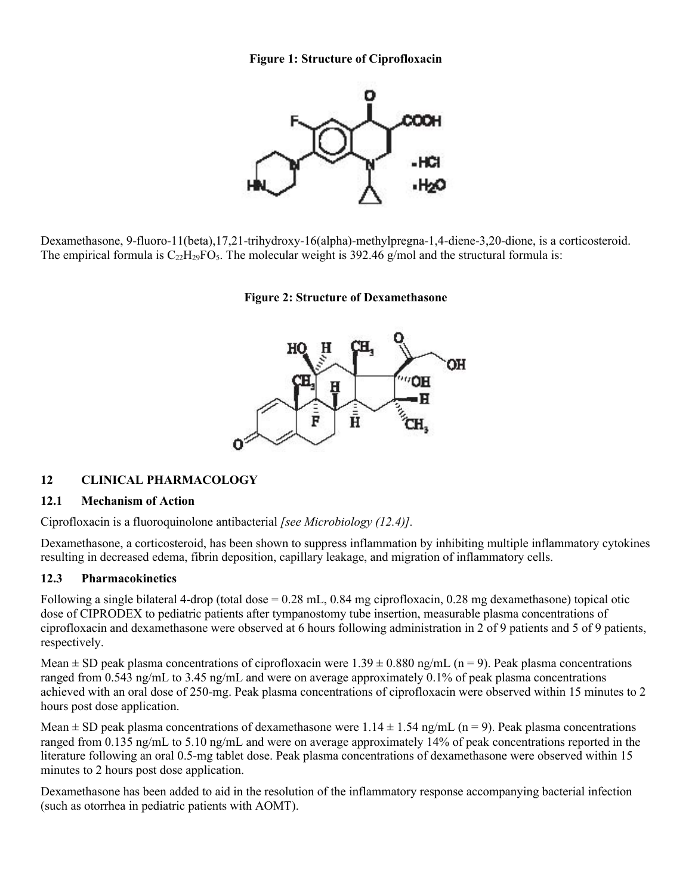**Figure 1: Structure of Ciprofloxacin**

Dexamethasone, 9-fluoro-11(beta),17,21-trihydroxy-16(alpha)-methylpregna-1,4-diene-3,20-dione, is a corticosteroid. The empirical formula is $C_{22}H_{29}FO_5$. The molecular weight is 392.46 g/mol and the structural formula is:

**Figure 2: Structure of Dexamethasone**

## 12 CLINICAL PHARMACOLOGY

### 12.1 Mechanism of Action

Ciprofloxacin is a fluoroquinolone antibacterial *[see Microbiology (12.4)].*

Dexamethasone, a corticosteroid, has been shown to suppress inflammation by inhibiting multiple inflammatory cytokines resulting in decreased edema, fibrin deposition, capillary leakage, and migration of inflammatory cells.

### 12.3 Pharmacokinetics

Following a single bilateral 4-drop (total dose = 0.28 mL, 0.84 mg ciprofloxacin, 0.28 mg dexamethasone) topical otic dose of CIPRODEX to pediatric patients after tympanostomy tube insertion, measurable plasma concentrations of ciprofloxacin and dexamethasone were observed at 6 hours following administration in 2 of 9 patients and 5 of 9 patients, respectively.

Mean ± SD peak plasma concentrations of ciprofloxacin were 1.39 ± 0.880 ng/mL (n = 9). Peak plasma concentrations ranged from 0.543 ng/mL to 3.45 ng/mL and were on average approximately 0.1% of peak plasma concentrations achieved with an oral dose of 250-mg. Peak plasma concentrations of ciprofloxacin were observed within 15 minutes to 2 hours post dose application.

Mean ± SD peak plasma concentrations of dexamethasone were 1.14 ± 1.54 ng/mL (n = 9). Peak plasma concentrations ranged from 0.135 ng/mL to 5.10 ng/mL and were on average approximately 14% of peak concentrations reported in the literature following an oral 0.5-mg tablet dose. Peak plasma concentrations of dexamethasone were observed within 15 minutes to 2 hours post dose application.

Dexamethasone has been added to aid in the resolution of the inflammatory response accompanying bacterial infection (such as otorrhea in pediatric patients with AOMT).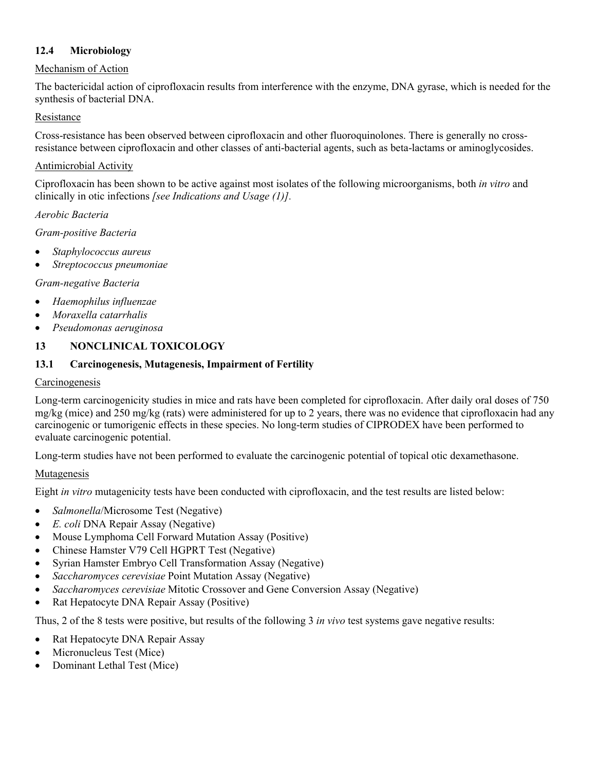### 12.4 Microbiology

Mechanism of Action

The bactericidal action of ciprofloxacin results from interference with the enzyme, DNA gyrase, which is needed for the synthesis of bacterial DNA.

Resistance

Cross-resistance has been observed between ciprofloxacin and other fluoroquinolones. There is generally no cross-resistance between ciprofloxacin and other classes of anti-bacterial agents, such as beta-lactams or aminoglycosides.

Antimicrobial Activity

Ciprofloxacin has been shown to be active against most isolates of the following microorganisms, both *in vitro* and clinically in otic infections *[see Indications and Usage (1)].*

*Aerobic Bacteria*

*Gram-positive Bacteria*

- *Staphylococcus aureus*
- *Streptococcus pneumoniae*

*Gram-negative Bacteria*

- *Haemophilus influenzae*
- *Moraxella catarrhalis*
- *Pseudomonas aeruginosa*

## 13 NONCLINICAL TOXICOLOGY

### 13.1 Carcinogenesis, Mutagenesis, Impairment of Fertility

Carcinogenesis

Long-term carcinogenicity studies in mice and rats have been completed for ciprofloxacin. After daily oral doses of 750 mg/kg (mice) and 250 mg/kg (rats) were administered for up to 2 years, there was no evidence that ciprofloxacin had any carcinogenic or tumorigenic effects in these species. No long-term studies of CIPRODEX have been performed to evaluate carcinogenic potential.

Long-term studies have not been performed to evaluate the carcinogenic potential of topical otic dexamethasone.

Mutagenesis

Eight *in vitro* mutagenicity tests have been conducted with ciprofloxacin, and the test results are listed below:

- *Salmonella*/Microsome Test (Negative)
- *E. coli* DNA Repair Assay (Negative)
- Mouse Lymphoma Cell Forward Mutation Assay (Positive)
- Chinese Hamster V79 Cell HGPRT Test (Negative)
- Syrian Hamster Embryo Cell Transformation Assay (Negative)
- *Saccharomyces cerevisiae* Point Mutation Assay (Negative)
- *Saccharomyces cerevisiae* Mitotic Crossover and Gene Conversion Assay (Negative)
- Rat Hepatocyte DNA Repair Assay (Positive)

Thus, 2 of the 8 tests were positive, but results of the following 3 *in vivo* test systems gave negative results:

- Rat Hepatocyte DNA Repair Assay
- Micronucleus Test (Mice)
- Dominant Lethal Test (Mice)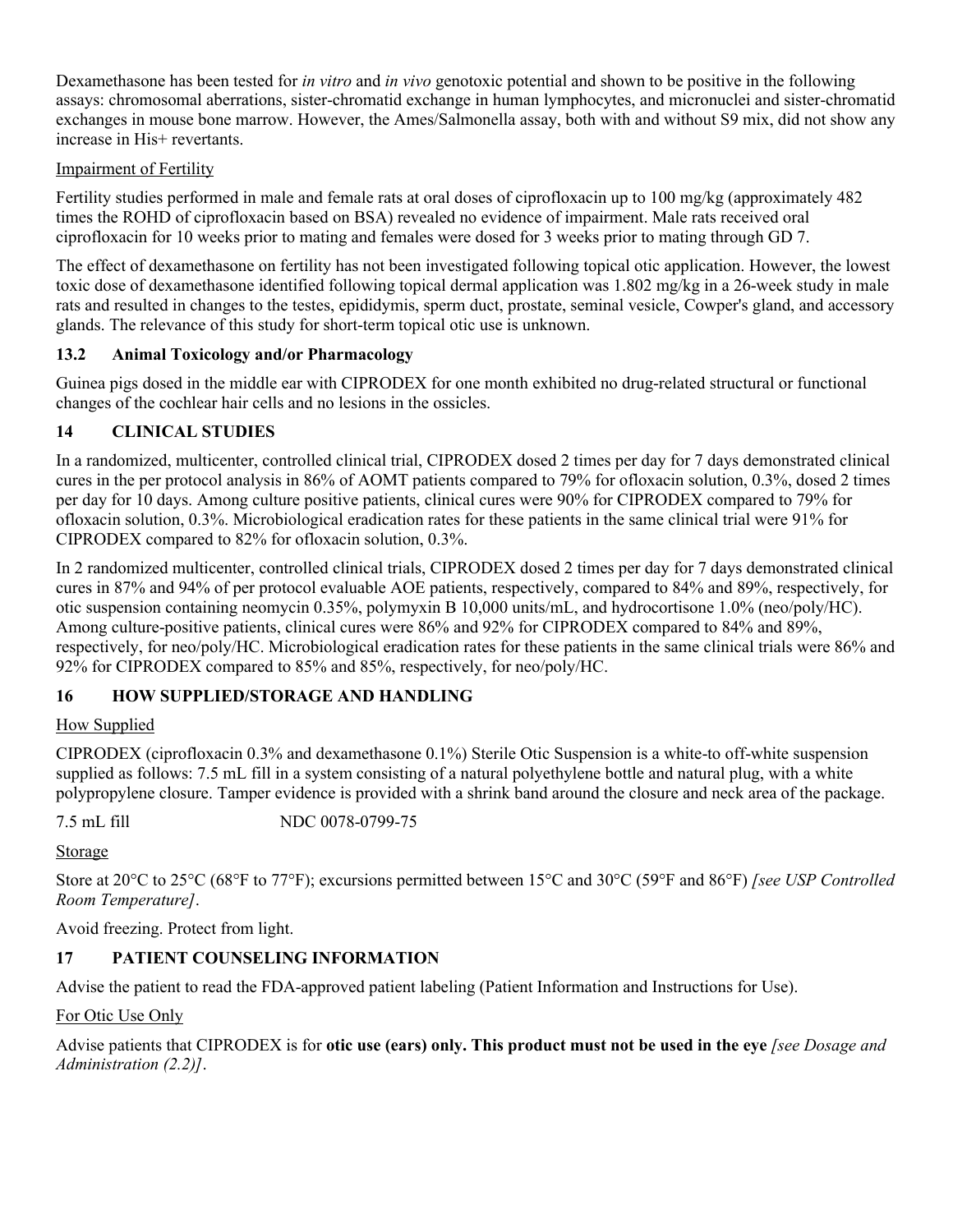Dexamethasone has been tested for *in vitro* and *in vivo* genotoxic potential and shown to be positive in the following assays: chromosomal aberrations, sister-chromatid exchange in human lymphocytes, and micronuclei and sister-chromatid exchanges in mouse bone marrow. However, the Ames/Salmonella assay, both with and without S9 mix, did not show any increase in His+ revertants.

Impairment of Fertility

Fertility studies performed in male and female rats at oral doses of ciprofloxacin up to 100 mg/kg (approximately 482 times the ROHD of ciprofloxacin based on BSA) revealed no evidence of impairment. Male rats received oral ciprofloxacin for 10 weeks prior to mating and females were dosed for 3 weeks prior to mating through GD 7.

The effect of dexamethasone on fertility has not been investigated following topical otic application. However, the lowest toxic dose of dexamethasone identified following topical dermal application was 1.802 mg/kg in a 26-week study in male rats and resulted in changes to the testes, epididymis, sperm duct, prostate, seminal vesicle, Cowper's gland, and accessory glands. The relevance of this study for short-term topical otic use is unknown.

### 13.2 Animal Toxicology and/or Pharmacology

Guinea pigs dosed in the middle ear with CIPRODEX for one month exhibited no drug-related structural or functional changes of the cochlear hair cells and no lesions in the ossicles.

## 14 CLINICAL STUDIES

In a randomized, multicenter, controlled clinical trial, CIPRODEX dosed 2 times per day for 7 days demonstrated clinical cures in the per protocol analysis in 86% of AOMT patients compared to 79% for ofloxacin solution, 0.3%, dosed 2 times per day for 10 days. Among culture positive patients, clinical cures were 90% for CIPRODEX compared to 79% for ofloxacin solution, 0.3%. Microbiological eradication rates for these patients in the same clinical trial were 91% for CIPRODEX compared to 82% for ofloxacin solution, 0.3%.

In 2 randomized multicenter, controlled clinical trials, CIPRODEX dosed 2 times per day for 7 days demonstrated clinical cures in 87% and 94% of per protocol evaluable AOE patients, respectively, compared to 84% and 89%, respectively, for otic suspension containing neomycin 0.35%, polymyxin B 10,000 units/mL, and hydrocortisone 1.0% (neo/poly/HC). Among culture-positive patients, clinical cures were 86% and 92% for CIPRODEX compared to 84% and 89%, respectively, for neo/poly/HC. Microbiological eradication rates for these patients in the same clinical trials were 86% and 92% for CIPRODEX compared to 85% and 85%, respectively, for neo/poly/HC.

## 16 HOW SUPPLIED/STORAGE AND HANDLING

How Supplied

CIPRODEX (ciprofloxacin 0.3% and dexamethasone 0.1%) Sterile Otic Suspension is a white-to off-white suspension supplied as follows: 7.5 mL fill in a system consisting of a natural polyethylene bottle and natural plug, with a white polypropylene closure. Tamper evidence is provided with a shrink band around the closure and neck area of the package.

7.5 mL fill NDC 0078-0799-75

Storage

Store at 20°C to 25°C (68°F to 77°F); excursions permitted between 15°C and 30°C (59°F and 86°F) *[see USP Controlled Room Temperature]*.

Avoid freezing. Protect from light.

## 17 PATIENT COUNSELING INFORMATION

Advise the patient to read the FDA-approved patient labeling (Patient Information and Instructions for Use).

For Otic Use Only

Advise patients that CIPRODEX is for **otic use (ears) only. This product must not be used in the eye** *[see Dosage and Administration (2.2)]*.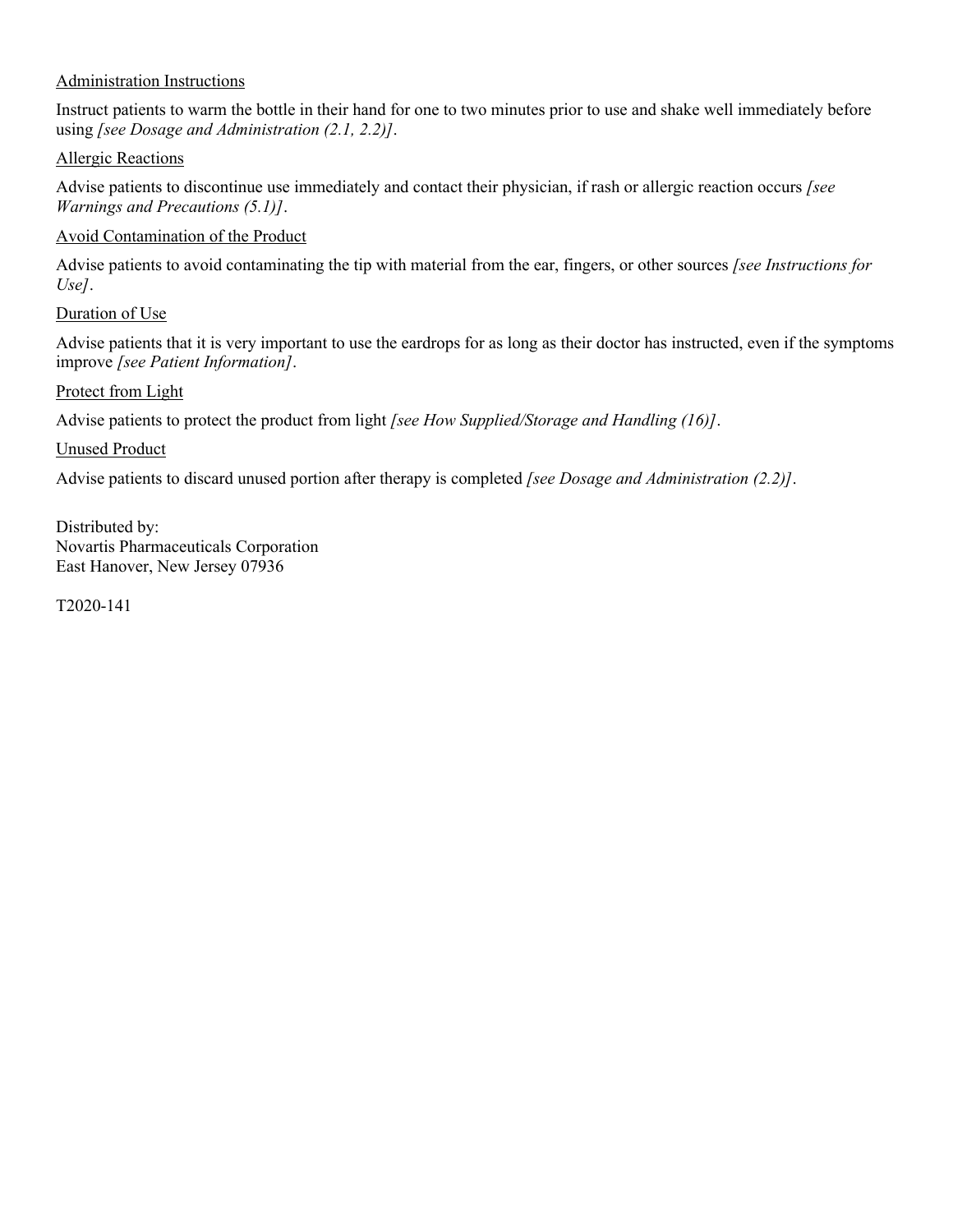Administration Instructions

Instruct patients to warm the bottle in their hand for one to two minutes prior to use and shake well immediately before using *[see Dosage and Administration (2.1, 2.2)]*.

Allergic Reactions

Advise patients to discontinue use immediately and contact their physician, if rash or allergic reaction occurs *[see Warnings and Precautions (5.1)]*.

Avoid Contamination of the Product

Advise patients to avoid contaminating the tip with material from the ear, fingers, or other sources *[see Instructions for Use]*.

Duration of Use

Advise patients that it is very important to use the eardrops for as long as their doctor has instructed, even if the symptoms improve *[see Patient Information]*.

Protect from Light

Advise patients to protect the product from light *[see How Supplied/Storage and Handling (16)]*.

Unused Product

Advise patients to discard unused portion after therapy is completed *[see Dosage and Administration (2.2)]*.

Distributed by:
Novartis Pharmaceuticals Corporation
East Hanover, New Jersey 07936

T2020-141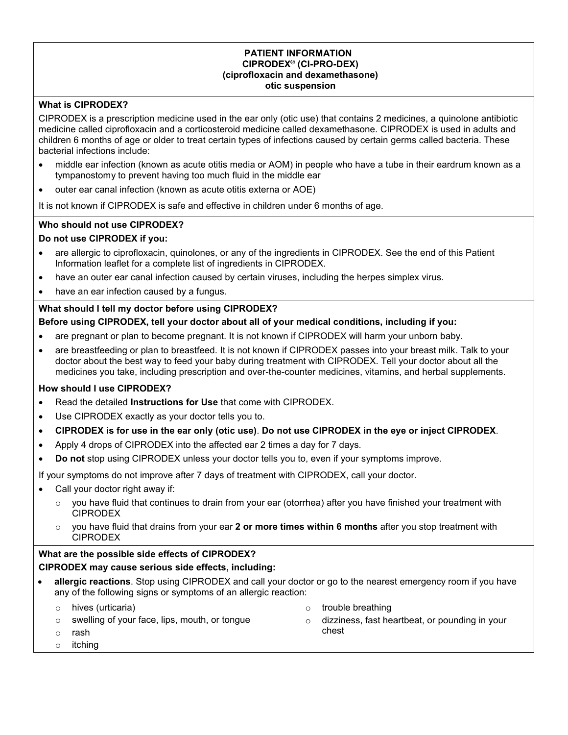**PATIENT INFORMATION**
**CIPRODEX® (CI-PRO-DEX)**
**(ciprofloxacin and dexamethasone)**
**otic suspension**

**What is CIPRODEX?**

CIPRODEX is a prescription medicine used in the ear only (otic use) that contains 2 medicines, a quinolone antibiotic medicine called ciprofloxacin and a corticosteroid medicine called dexamethasone. CIPRODEX is used in adults and children 6 months of age or older to treat certain types of infections caused by certain germs called bacteria. These bacterial infections include:

- middle ear infection (known as acute otitis media or AOM) in people who have a tube in their eardrum known as a tympanostomy to prevent having too much fluid in the middle ear
- outer ear canal infection (known as acute otitis externa or AOE)

It is not known if CIPRODEX is safe and effective in children under 6 months of age.

**Who should not use CIPRODEX?**

**Do not use CIPRODEX if you:**

- are allergic to ciprofloxacin, quinolones, or any of the ingredients in CIPRODEX. See the end of this Patient Information leaflet for a complete list of ingredients in CIPRODEX.
- have an outer ear canal infection caused by certain viruses, including the herpes simplex virus.
- have an ear infection caused by a fungus.

**What should I tell my doctor before using CIPRODEX?**

**Before using CIPRODEX, tell your doctor about all of your medical conditions, including if you:**

- are pregnant or plan to become pregnant. It is not known if CIPRODEX will harm your unborn baby.
- are breastfeeding or plan to breastfeed. It is not known if CIPRODEX passes into your breast milk. Talk to your doctor about the best way to feed your baby during treatment with CIPRODEX. Tell your doctor about all the medicines you take, including prescription and over-the-counter medicines, vitamins, and herbal supplements.

**How should I use CIPRODEX?**

- Read the detailed **Instructions for Use** that come with CIPRODEX.
- Use CIPRODEX exactly as your doctor tells you to.
- **CIPRODEX is for use in the ear only (otic use)**. **Do not use CIPRODEX in the eye or inject CIPRODEX**.
- Apply 4 drops of CIPRODEX into the affected ear 2 times a day for 7 days.
- **Do not** stop using CIPRODEX unless your doctor tells you to, even if your symptoms improve.

If your symptoms do not improve after 7 days of treatment with CIPRODEX, call your doctor.

- Call your doctor right away if:
  - you have fluid that continues to drain from your ear (otorrhea) after you have finished your treatment with CIPRODEX
  - you have fluid that drains from your ear **2 or more times within 6 months** after you stop treatment with CIPRODEX

**What are the possible side effects of CIPRODEX?**

**CIPRODEX may cause serious side effects, including:**

- **allergic reactions**. Stop using CIPRODEX and call your doctor or go to the nearest emergency room if you have any of the following signs or symptoms of an allergic reaction:
  - hives (urticaria)
  - swelling of your face, lips, mouth, or tongue
  - rash
  - itching
  - trouble breathing
  - dizziness, fast heartbeat, or pounding in your chest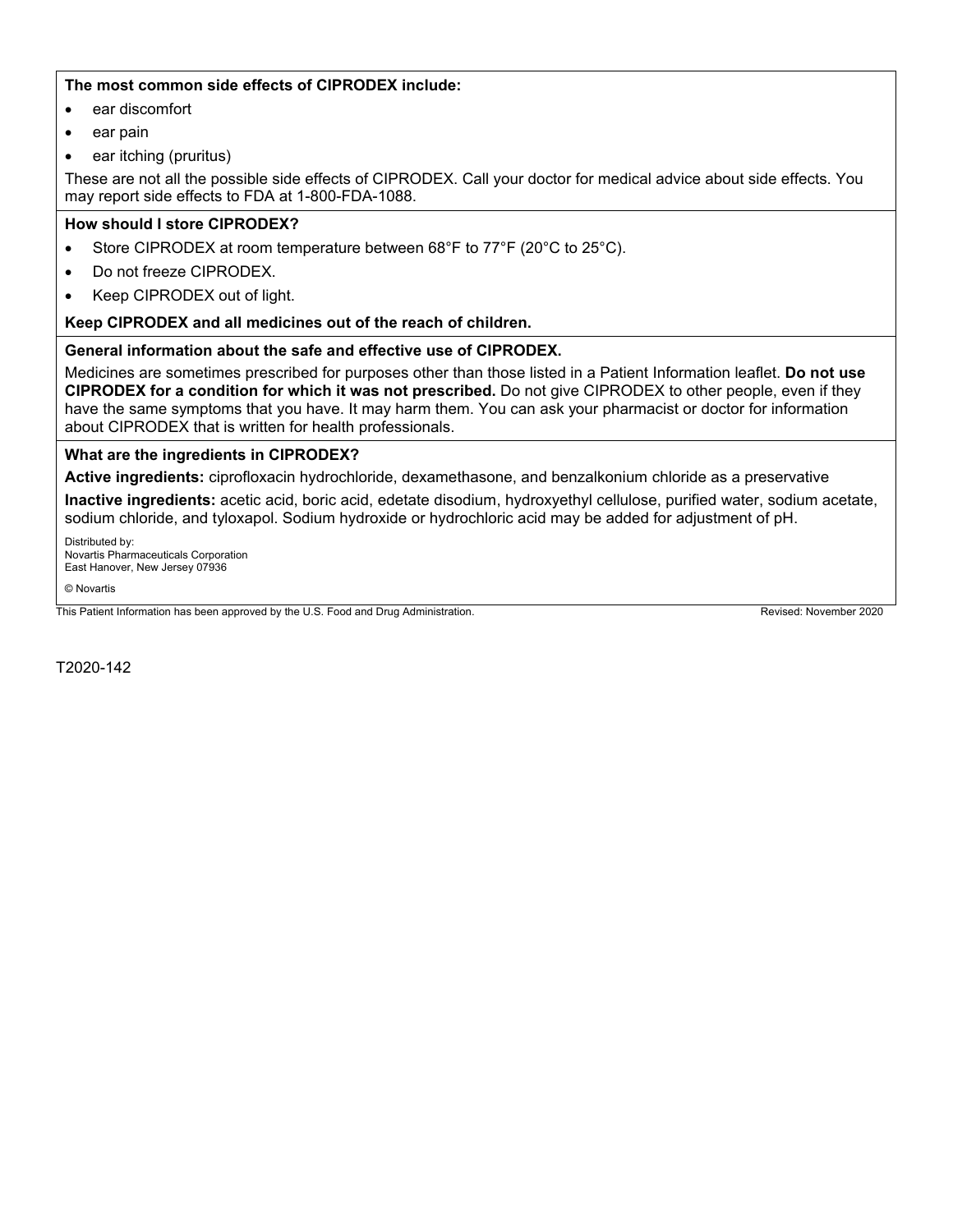**The most common side effects of CIPRODEX include:**

- ear discomfort
- ear pain
- ear itching (pruritus)

These are not all the possible side effects of CIPRODEX. Call your doctor for medical advice about side effects. You may report side effects to FDA at 1-800-FDA-1088.

**How should I store CIPRODEX?**

- Store CIPRODEX at room temperature between 68°F to 77°F (20°C to 25°C).
- Do not freeze CIPRODEX.
- Keep CIPRODEX out of light.

**Keep CIPRODEX and all medicines out of the reach of children.**

**General information about the safe and effective use of CIPRODEX.**

Medicines are sometimes prescribed for purposes other than those listed in a Patient Information leaflet. **Do not use CIPRODEX for a condition for which it was not prescribed.** Do not give CIPRODEX to other people, even if they have the same symptoms that you have. It may harm them. You can ask your pharmacist or doctor for information about CIPRODEX that is written for health professionals.

**What are the ingredients in CIPRODEX?**

**Active ingredients:** ciprofloxacin hydrochloride, dexamethasone, and benzalkonium chloride as a preservative

**Inactive ingredients:** acetic acid, boric acid, edetate disodium, hydroxyethyl cellulose, purified water, sodium acetate, sodium chloride, and tyloxapol. Sodium hydroxide or hydrochloric acid may be added for adjustment of pH.

Distributed by:
Novartis Pharmaceuticals Corporation
East Hanover, New Jersey 07936

© Novartis

This Patient Information has been approved by the U.S. Food and Drug Administration. Revised: November 2020

T2020-142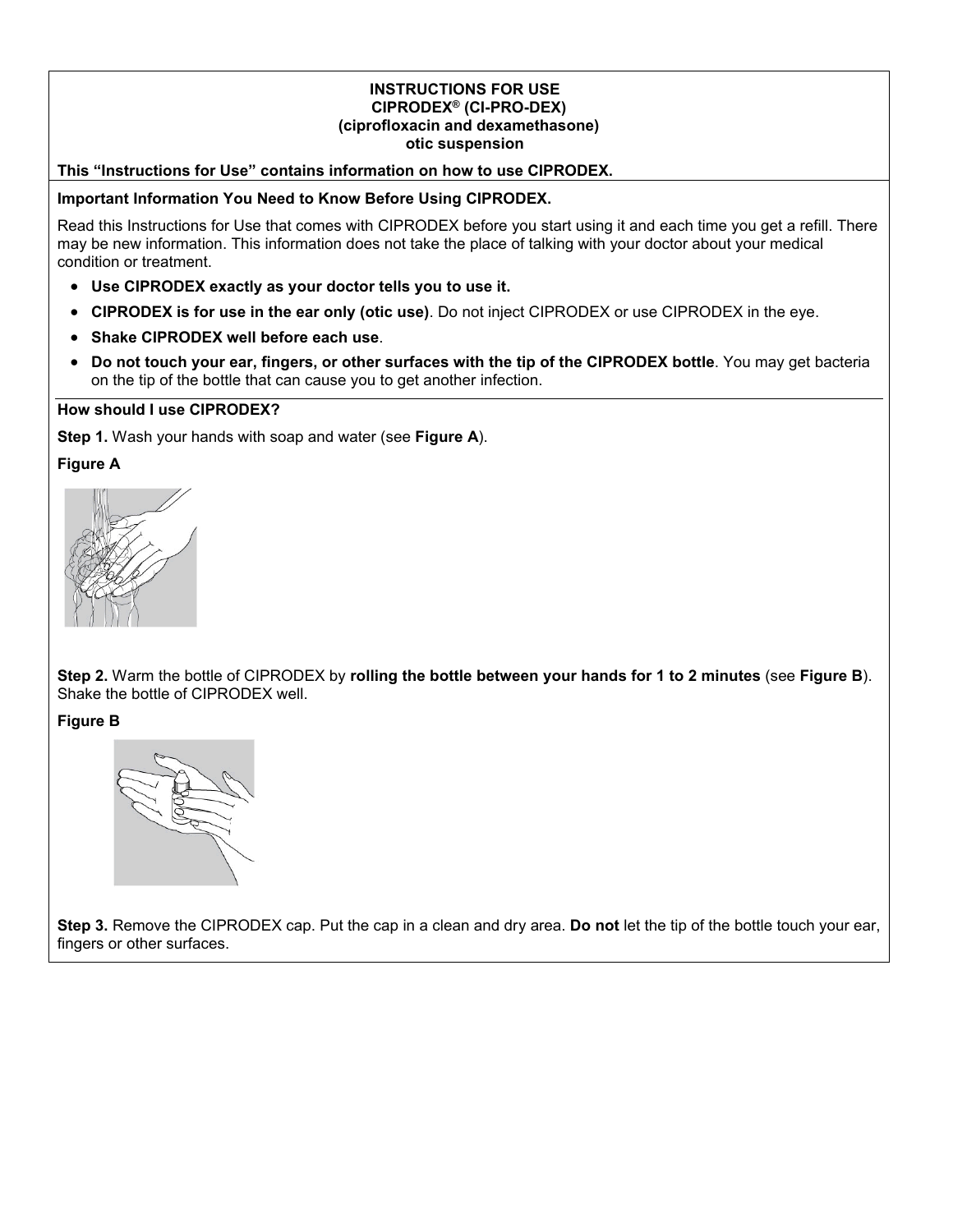**INSTRUCTIONS FOR USE**
**CIPRODEX® (CI-PRO-DEX)**
**(ciprofloxacin and dexamethasone)**
**otic suspension**

**This "Instructions for Use" contains information on how to use CIPRODEX.**

**Important Information You Need to Know Before Using CIPRODEX.**

Read this Instructions for Use that comes with CIPRODEX before you start using it and each time you get a refill. There may be new information. This information does not take the place of talking with your doctor about your medical condition or treatment.

- **Use CIPRODEX exactly as your doctor tells you to use it.**
- **CIPRODEX is for use in the ear only (otic use)**. Do not inject CIPRODEX or use CIPRODEX in the eye.
- **Shake CIPRODEX well before each use**.
- **Do not touch your ear, fingers, or other surfaces with the tip of the CIPRODEX bottle**. You may get bacteria on the tip of the bottle that can cause you to get another infection.

**How should I use CIPRODEX?**

**Step 1.** Wash your hands with soap and water (see **Figure A**).

**Figure A**

**Step 2.** Warm the bottle of CIPRODEX by **rolling the bottle between your hands for 1 to 2 minutes** (see **Figure B**). Shake the bottle of CIPRODEX well.

**Figure B**

**Step 3.** Remove the CIPRODEX cap. Put the cap in a clean and dry area. **Do not** let the tip of the bottle touch your ear, fingers or other surfaces.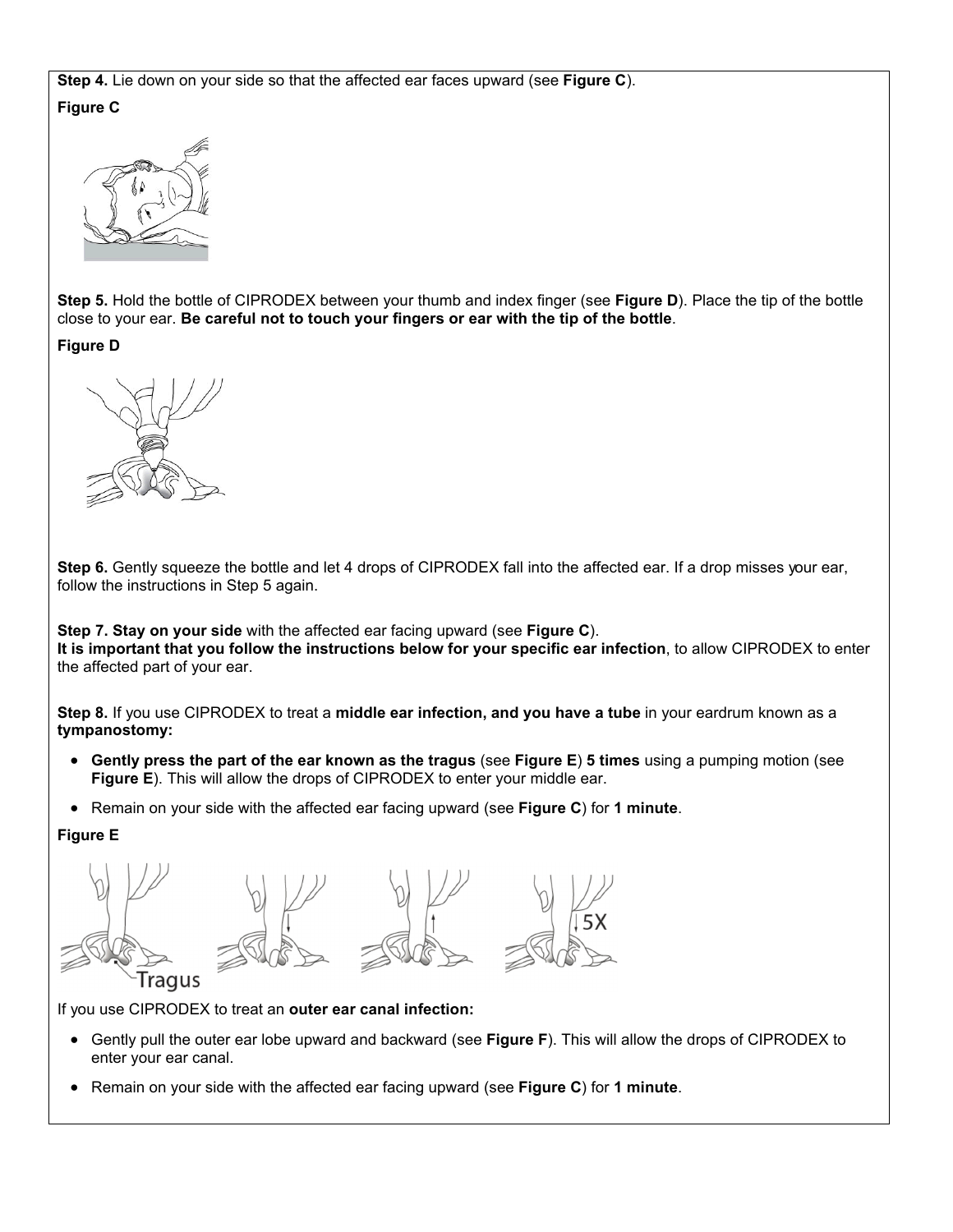**Step 4.** Lie down on your side so that the affected ear faces upward (see **Figure C**).

**Figure C**

**Step 5.** Hold the bottle of CIPRODEX between your thumb and index finger (see **Figure D**). Place the tip of the bottle close to your ear. **Be careful not to touch your fingers or ear with the tip of the bottle**.

**Figure D**

**Step 6.** Gently squeeze the bottle and let 4 drops of CIPRODEX fall into the affected ear. If a drop misses your ear, follow the instructions in Step 5 again.

**Step 7. Stay on your side** with the affected ear facing upward (see **Figure C**).
**It is important that you follow the instructions below for your specific ear infection**, to allow CIPRODEX to enter the affected part of your ear.

**Step 8.** If you use CIPRODEX to treat a **middle ear infection, and you have a tube** in your eardrum known as a **tympanostomy:**

- **Gently press the part of the ear known as the tragus** (see **Figure E**) **5 times** using a pumping motion (see **Figure E**). This will allow the drops of CIPRODEX to enter your middle ear.
- Remain on your side with the affected ear facing upward (see **Figure C**) for **1 minute**.

**Figure E**

Tragus

5X

If you use CIPRODEX to treat an **outer ear canal infection:**

- Gently pull the outer ear lobe upward and backward (see **Figure F**). This will allow the drops of CIPRODEX to enter your ear canal.
- Remain on your side with the affected ear facing upward (see **Figure C**) for **1 minute**.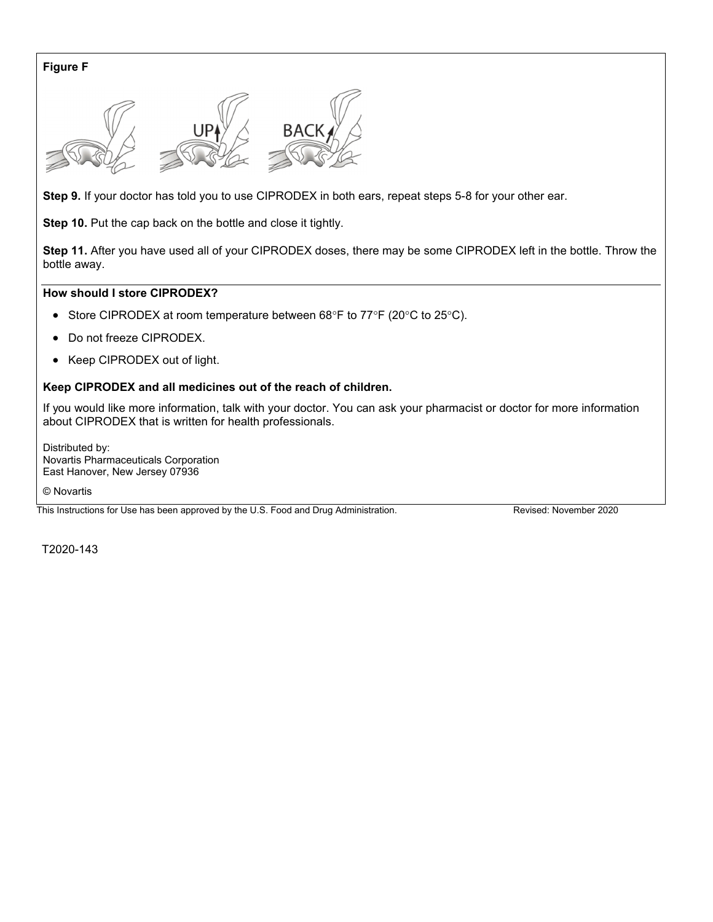**Figure F**

UP

BACK

**Step 9.** If your doctor has told you to use CIPRODEX in both ears, repeat steps 5-8 for your other ear.

**Step 10.** Put the cap back on the bottle and close it tightly.

**Step 11.** After you have used all of your CIPRODEX doses, there may be some CIPRODEX left in the bottle. Throw the bottle away.

**How should I store CIPRODEX?**

- Store CIPRODEX at room temperature between 68°F to 77°F (20°C to 25°C).
- Do not freeze CIPRODEX.
- Keep CIPRODEX out of light.

**Keep CIPRODEX and all medicines out of the reach of children.**

If you would like more information, talk with your doctor. You can ask your pharmacist or doctor for more information about CIPRODEX that is written for health professionals.

Distributed by:
Novartis Pharmaceuticals Corporation
East Hanover, New Jersey 07936

© Novartis

This Instructions for Use has been approved by the U.S. Food and Drug Administration. Revised: November 2020

T2020-143